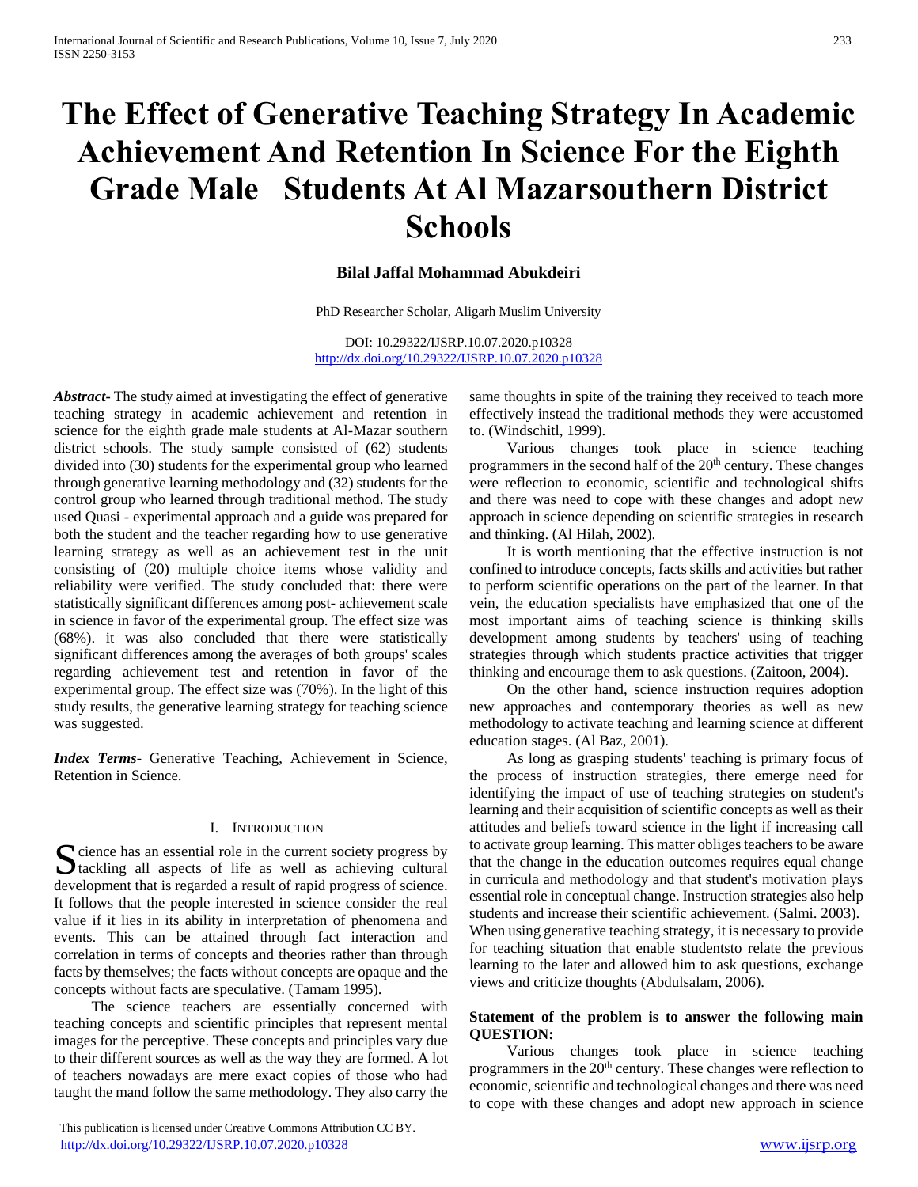# The Effect of Generative Teaching Strategy In Academic Achievement And Retention In Science For the Eighth Grade Male Students At Al Mazarsouthern District Schools

**Bilal Jaffal Mohammad Abukdeiri**

PhD Researcher Scholar, Aligarh Muslim University

DOI: 10.29322/IJSRP.10.07.2020.p10328
http://dx.doi.org/10.29322/IJSRP.10.07.2020.p10328

***Abstract-*** The study aimed at investigating the effect of generative teaching strategy in academic achievement and retention in science for the eighth grade male students at Al-Mazar southern district schools. The study sample consisted of (62) students divided into (30) students for the experimental group who learned through generative learning methodology and (32) students for the control group who learned through traditional method. The study used Quasi - experimental approach and a guide was prepared for both the student and the teacher regarding how to use generative learning strategy as well as an achievement test in the unit consisting of (20) multiple choice items whose validity and reliability were verified. The study concluded that: there were statistically significant differences among post- achievement scale in science in favor of the experimental group. The effect size was (68%). it was also concluded that there were statistically significant differences among the averages of both groups' scales regarding achievement test and retention in favor of the experimental group. The effect size was (70%). In the light of this study results, the generative learning strategy for teaching science was suggested.

***Index Terms*-** Generative Teaching, Achievement in Science, Retention in Science.

## I. Introduction

Science has an essential role in the current society progress by tackling all aspects of life as well as achieving cultural development that is regarded a result of rapid progress of science. It follows that the people interested in science consider the real value if it lies in its ability in interpretation of phenomena and events. This can be attained through fact interaction and correlation in terms of concepts and theories rather than through facts by themselves; the facts without concepts are opaque and the concepts without facts are speculative. (Tamam 1995).

The science teachers are essentially concerned with teaching concepts and scientific principles that represent mental images for the perceptive. These concepts and principles vary due to their different sources as well as the way they are formed. A lot of teachers nowadays are mere exact copies of those who had taught the mand follow the same methodology. They also carry the same thoughts in spite of the training they received to teach more effectively instead the traditional methods they were accustomed to. (Windschitl, 1999).

Various changes took place in science teaching programmers in the second half of the 20th century. These changes were reflection to economic, scientific and technological shifts and there was need to cope with these changes and adopt new approach in science depending on scientific strategies in research and thinking. (Al Hilah, 2002).

It is worth mentioning that the effective instruction is not confined to introduce concepts, facts skills and activities but rather to perform scientific operations on the part of the learner. In that vein, the education specialists have emphasized that one of the most important aims of teaching science is thinking skills development among students by teachers' using of teaching strategies through which students practice activities that trigger thinking and encourage them to ask questions. (Zaitoon, 2004).

On the other hand, science instruction requires adoption new approaches and contemporary theories as well as new methodology to activate teaching and learning science at different education stages. (Al Baz, 2001).

As long as grasping students' teaching is primary focus of the process of instruction strategies, there emerge need for identifying the impact of use of teaching strategies on student's learning and their acquisition of scientific concepts as well as their attitudes and beliefs toward science in the light if increasing call to activate group learning. This matter obliges teachers to be aware that the change in the education outcomes requires equal change in curricula and methodology and that student's motivation plays essential role in conceptual change. Instruction strategies also help students and increase their scientific achievement. (Salmi. 2003). When using generative teaching strategy, it is necessary to provide for teaching situation that enable studentsto relate the previous learning to the later and allowed him to ask questions, exchange views and criticize thoughts (Abdulsalam, 2006).

**Statement of the problem is to answer the following main QUESTION:**

Various changes took place in science teaching programmers in the 20th century. These changes were reflection to economic, scientific and technological changes and there was need to cope with these changes and adopt new approach in science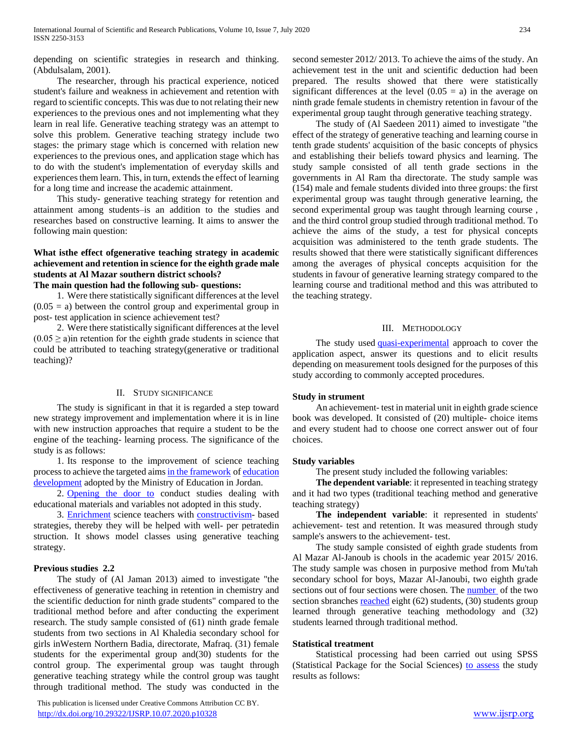depending on scientific strategies in research and thinking. (Abdulsalam, 2001).

The researcher, through his practical experience, noticed student's failure and weakness in achievement and retention with regard to scientific concepts. This was due to not relating their new experiences to the previous ones and not implementing what they learn in real life. Generative teaching strategy was an attempt to solve this problem. Generative teaching strategy include two stages: the primary stage which is concerned with relation new experiences to the previous ones, and application stage which has to do with the student's implementation of everyday skills and experiences them learn. This, in turn, extends the effect of learning for a long time and increase the academic attainment.

This study- generative teaching strategy for retention and attainment among students–is an addition to the studies and researches based on constructive learning. It aims to answer the following main question:

**What isthe effect ofgenerative teaching strategy in academic achievement and retention in science for the eighth grade male students at Al Mazar southern district schools?**

**The main question had the following sub- questions:**

1. Were there statistically significant differences at the level (0.05 = a) between the control group and experimental group in post- test application in science achievement test?
2. Were there statistically significant differences at the level ($0.05 \geq$ a)in retention for the eighth grade students in science that could be attributed to teaching strategy(generative or traditional teaching)?

## II. Study significance

The study is significant in that it is regarded a step toward new strategy improvement and implementation where it is in line with new instruction approaches that require a student to be the engine of the teaching- learning process. The significance of the study is as follows:

1. Its response to the improvement of science teaching process to achieve the targeted aims in the framework of education development adopted by the Ministry of Education in Jordan.
2. Opening the door to conduct studies dealing with educational materials and variables not adopted in this study.
3. Enrichment science teachers with constructivism- based strategies, thereby they will be helped with well- per petratedin struction. It shows model classes using generative teaching strategy.

**Previous studies 2.2**

The study of (Al Jaman 2013) aimed to investigate "the effectiveness of generative teaching in retention in chemistry and the scientific deduction for ninth grade students" compared to the traditional method before and after conducting the experiment research. The study sample consisted of (61) ninth grade female students from two sections in Al Khaledia secondary school for girls inWestern Northern Badia, directorate, Mafraq. (31) female students for the experimental group and(30) students for the control group. The experimental group was taught through generative teaching strategy while the control group was taught through traditional method. The study was conducted in the second semester 2012/ 2013. To achieve the aims of the study. An achievement test in the unit and scientific deduction had been prepared. The results showed that there were statistically significant differences at the level (0.05 = a) in the average on ninth grade female students in chemistry retention in favour of the experimental group taught through generative teaching strategy.

The study of (Al Saedeen 2011) aimed to investigate "the effect of the strategy of generative teaching and learning course in tenth grade students' acquisition of the basic concepts of physics and establishing their beliefs toward physics and learning. The study sample consisted of all tenth grade sections in the governments in Al Ram tha directorate. The study sample was (154) male and female students divided into three groups: the first experimental group was taught through generative learning, the second experimental group was taught through learning course , and the third control group studied through traditional method. To achieve the aims of the study, a test for physical concepts acquisition was administered to the tenth grade students. The results showed that there were statistically significant differences among the averages of physical concepts acquisition for the students in favour of generative learning strategy compared to the learning course and traditional method and this was attributed to the teaching strategy.

## III. Methodology

The study used quasi-experimental approach to cover the application aspect, answer its questions and to elicit results depending on measurement tools designed for the purposes of this study according to commonly accepted procedures.

**Study in strument**

An achievement- test in material unit in eighth grade science book was developed. It consisted of (20) multiple- choice items and every student had to choose one correct answer out of four choices.

**Study variables**

The present study included the following variables:

**The dependent variable**: it represented in teaching strategy and it had two types (traditional teaching method and generative teaching strategy)

**The independent variable**: it represented in students' achievement- test and retention. It was measured through study sample's answers to the achievement- test.

The study sample consisted of eighth grade students from Al Mazar Al-Janoub is chools in the academic year 2015/ 2016. The study sample was chosen in purposive method from Mu'tah secondary school for boys, Mazar Al-Janoubi, two eighth grade sections out of four sections were chosen. The number of the two section sbranches reached eight (62) students, (30) students group learned through generative teaching methodology and (32) students learned through traditional method.

**Statistical treatment**

Statistical processing had been carried out using SPSS (Statistical Package for the Social Sciences) to assess the study results as follows: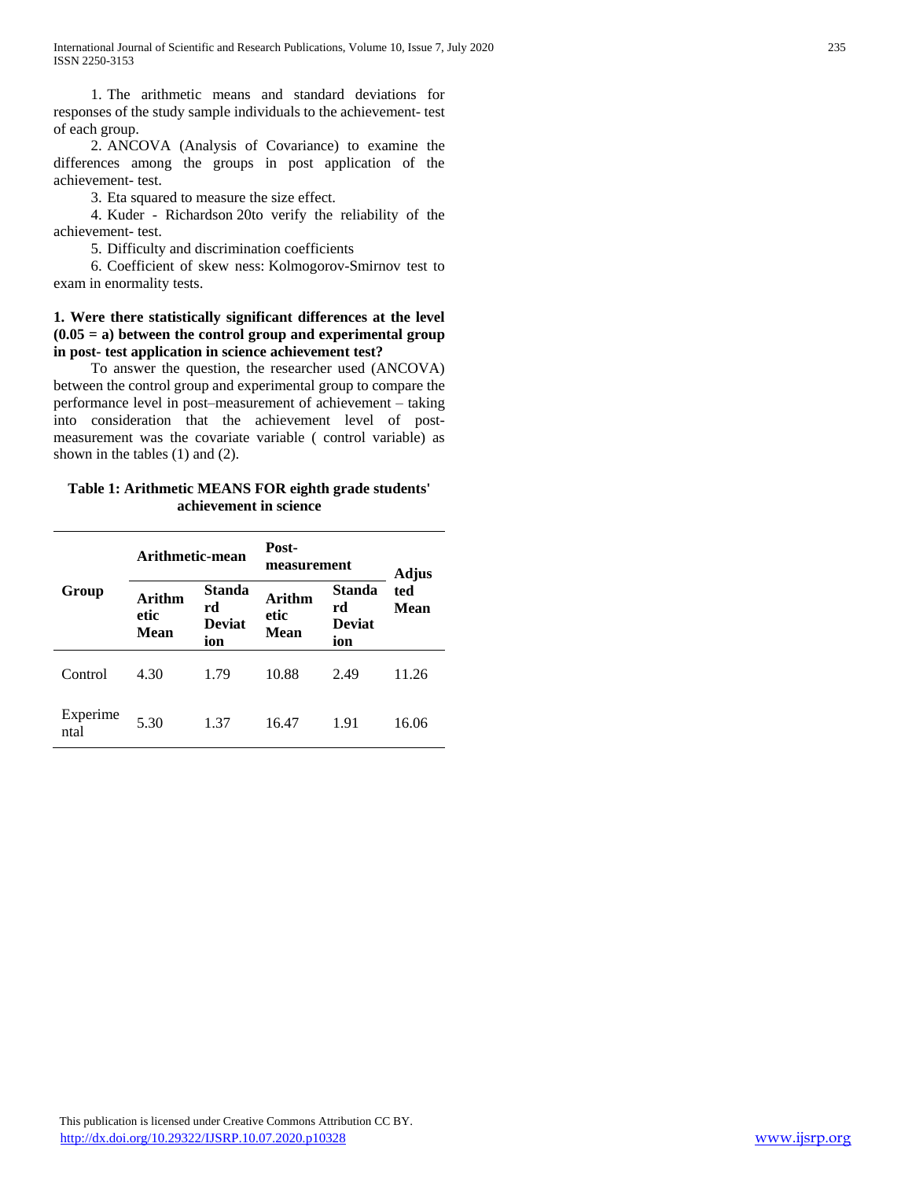1. The arithmetic means and standard deviations for responses of the study sample individuals to the achievement- test of each group.

2. ANCOVA (Analysis of Covariance) to examine the differences among the groups in post application of the achievement- test.

3. Eta squared to measure the size effect.

4. Kuder - Richardson 20to verify the reliability of the achievement- test.

5. Difficulty and discrimination coefficients

6. Coefficient of skew ness: Kolmogorov-Smirnov test to exam in enormality tests.

**1. Were there statistically significant differences at the level (0.05 = a) between the control group and experimental group in post- test application in science achievement test?**

To answer the question, the researcher used (ANCOVA) between the control group and experimental group to compare the performance level in post–measurement of achievement – taking into consideration that the achievement level of post-measurement was the covariate variable ( control variable) as shown in the tables (1) and (2).

**Table 1: Arithmetic MEANS FOR eighth grade students' achievement in science**

| Group | Arithmetic-mean | | Post-measurement | | Adjusted Mean |
|---|---|---|---|---|---|
| | Arithmetic Mean | Standard Deviation | Arithmetic Mean | Standard Deviation | |
| Control | 4.30 | 1.79 | 10.88 | 2.49 | 11.26 |
| Experimental | 5.30 | 1.37 | 16.47 | 1.91 | 16.06 |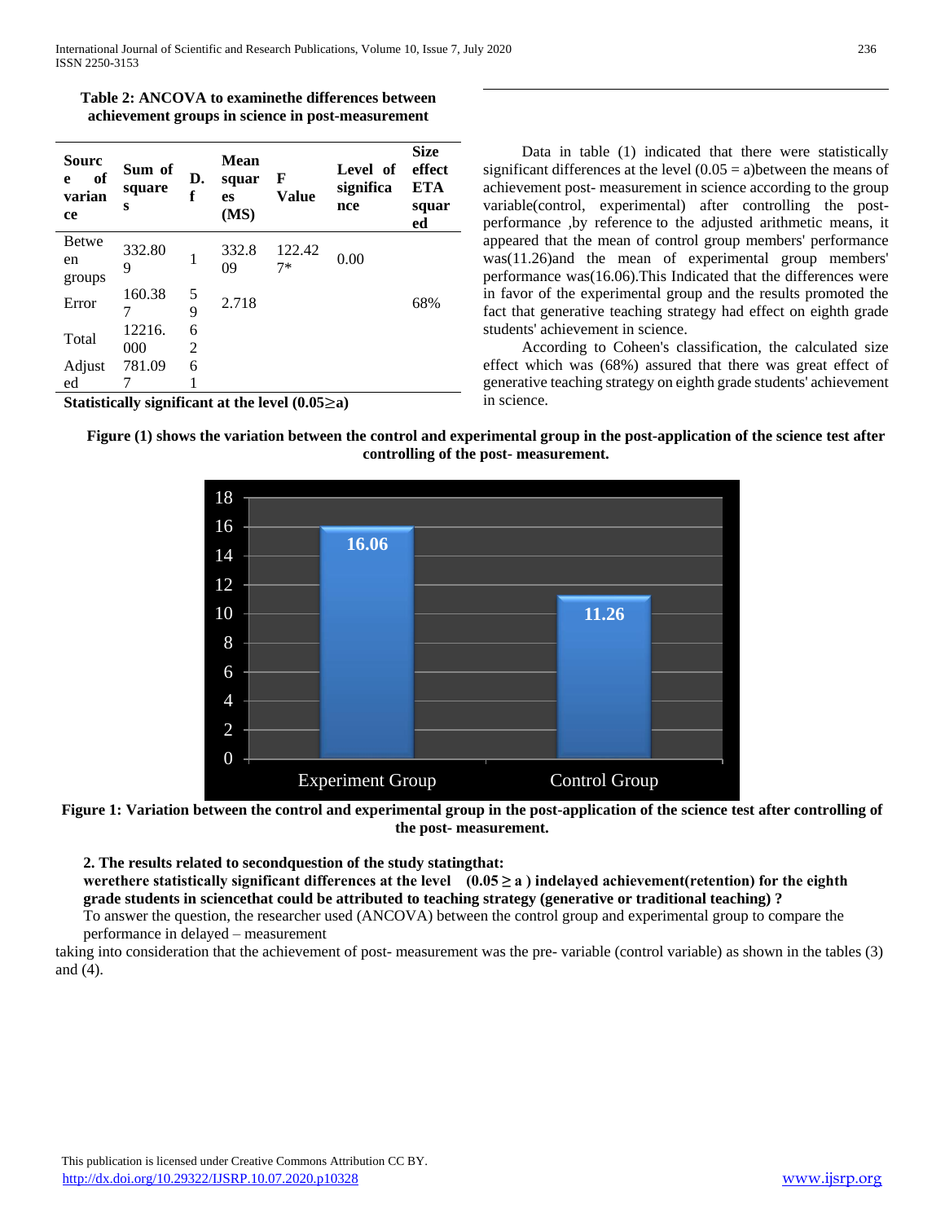**Table 2: ANCOVA to examinethe differences between achievement groups in science in post-measurement**

| Source of variance | Sum of squares | D.f | Mean squares (MS) | F Value | Level of significance | Size effect ETA squared |
|---|---|---|---|---|---|---|
| Between groups | 332.809 | 1 | 332.809 | 122.427* | 0.00 | |
| Error | 160.387 | 59 | 2.718 | | | 68% |
| Total | 12216.000 | 62 | | | | |
| Adjusted | 781.097 | 61 | | | | |

**Statistically significant at the level (0.05≥a)**

Data in table (1) indicated that there were statistically significant differences at the level (0.05 = a)between the means of achievement post- measurement in science according to the group variable(control, experimental) after controlling the post-performance ,by reference to the adjusted arithmetic means, it appeared that the mean of control group members' performance was(11.26)and the mean of experimental group members' performance was(16.06).This Indicated that the differences were in favor of the experimental group and the results promoted the fact that generative teaching strategy had effect on eighth grade students' achievement in science.

According to Coheen's classification, the calculated size effect which was (68%) assured that there was great effect of generative teaching strategy on eighth grade students' achievement in science.

**Figure (1) shows the variation between the control and experimental group in the post-application of the science test after controlling of the post- measurement.**

**Figure 1: Variation between the control and experimental group in the post-application of the science test after controlling of the post- measurement.**

**2. The results related to secondquestion of the study statingthat:**

**werethere statistically significant differences at the level (0.05 ≥ a ) indelayed achievement(retention) for the eighth grade students in sciencethat could be attributed to teaching strategy (generative or traditional teaching) ?**

To answer the question, the researcher used (ANCOVA) between the control group and experimental group to compare the performance in delayed – measurement taking into consideration that the achievement of post- measurement was the pre- variable (control variable) as shown in the tables (3) and (4).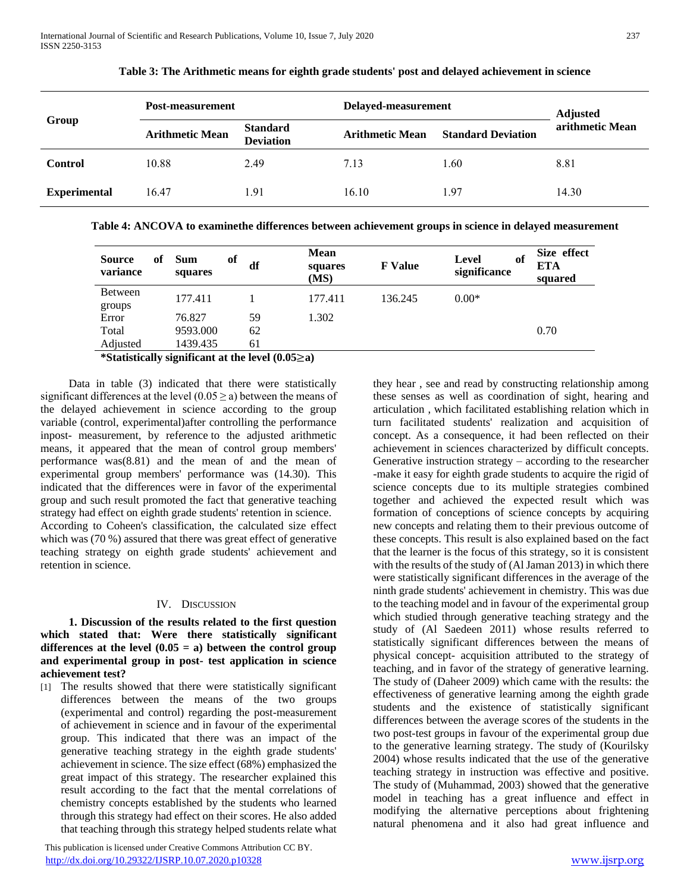**Table 3: The Arithmetic means for eighth grade students' post and delayed achievement in science**

| Group | Post-measurement | | Delayed-measurement | | Adjusted arithmetic Mean |
|---|---|---|---|---|---|
| | Arithmetic Mean | Standard Deviation | Arithmetic Mean | Standard Deviation | |
| **Control** | 10.88 | 2.49 | 7.13 | 1.60 | 8.81 |
| **Experimental** | 16.47 | 1.91 | 16.10 | 1.97 | 14.30 |

**Table 4: ANCOVA to examinethe differences between achievement groups in science in delayed measurement**

| Source of variance | Sum of squares | df | Mean squares (MS) | F Value | Level of significance | Size effect ETA squared |
|---|---|---|---|---|---|---|
| Between groups | 177.411 | 1 | 177.411 | 136.245 | 0.00* | |
| Error | 76.827 | 59 | 1.302 | | | |
| Total | 9593.000 | 62 | | | | 0.70 |
| Adjusted | 1439.435 | 61 | | | | |

**\*Statistically significant at the level (0.05≥a)**

Data in table (3) indicated that there were statistically significant differences at the level (0.05 ≥ a) between the means of the delayed achievement in science according to the group variable (control, experimental)after controlling the performance inpost- measurement, by reference to the adjusted arithmetic means, it appeared that the mean of control group members' performance was(8.81) and the mean of and the mean of experimental group members' performance was (14.30). This indicated that the differences were in favor of the experimental group and such result promoted the fact that generative teaching strategy had effect on eighth grade students' retention in science. According to Coheen's classification, the calculated size effect which was (70 %) assured that there was great effect of generative teaching strategy on eighth grade students' achievement and retention in science.

## IV. Discussion

**1. Discussion of the results related to the first question which stated that: Were there statistically significant differences at the level (0.05 = a) between the control group and experimental group in post- test application in science achievement test?**

[1] The results showed that there were statistically significant differences between the means of the two groups (experimental and control) regarding the post-measurement of achievement in science and in favour of the experimental group. This indicated that there was an impact of the generative teaching strategy in the eighth grade students' achievement in science. The size effect (68%) emphasized the great impact of this strategy. The researcher explained this result according to the fact that the mental correlations of chemistry concepts established by the students who learned through this strategy had effect on their scores. He also added that teaching through this strategy helped students relate what they hear , see and read by constructing relationship among these senses as well as coordination of sight, hearing and articulation , which facilitated establishing relation which in turn facilitated students' realization and acquisition of concept. As a consequence, it had been reflected on their achievement in sciences characterized by difficult concepts. Generative instruction strategy – according to the researcher -make it easy for eighth grade students to acquire the rigid of science concepts due to its multiple strategies combined together and achieved the expected result which was formation of conceptions of science concepts by acquiring new concepts and relating them to their previous outcome of these concepts. This result is also explained based on the fact that the learner is the focus of this strategy, so it is consistent with the results of the study of (Al Jaman 2013) in which there were statistically significant differences in the average of the ninth grade students' achievement in chemistry. This was due to the teaching model and in favour of the experimental group which studied through generative teaching strategy and the study of (Al Saedeen 2011) whose results referred to statistically significant differences between the means of physical concept- acquisition attributed to the strategy of teaching, and in favor of the strategy of generative learning. The study of (Daheer 2009) which came with the results: the effectiveness of generative learning among the eighth grade students and the existence of statistically significant differences between the average scores of the students in the two post-test groups in favour of the experimental group due to the generative learning strategy. The study of (Kourilsky 2004) whose results indicated that the use of the generative teaching strategy in instruction was effective and positive. The study of (Muhammad, 2003) showed that the generative model in teaching has a great influence and effect in modifying the alternative perceptions about frightening natural phenomena and it also had great influence and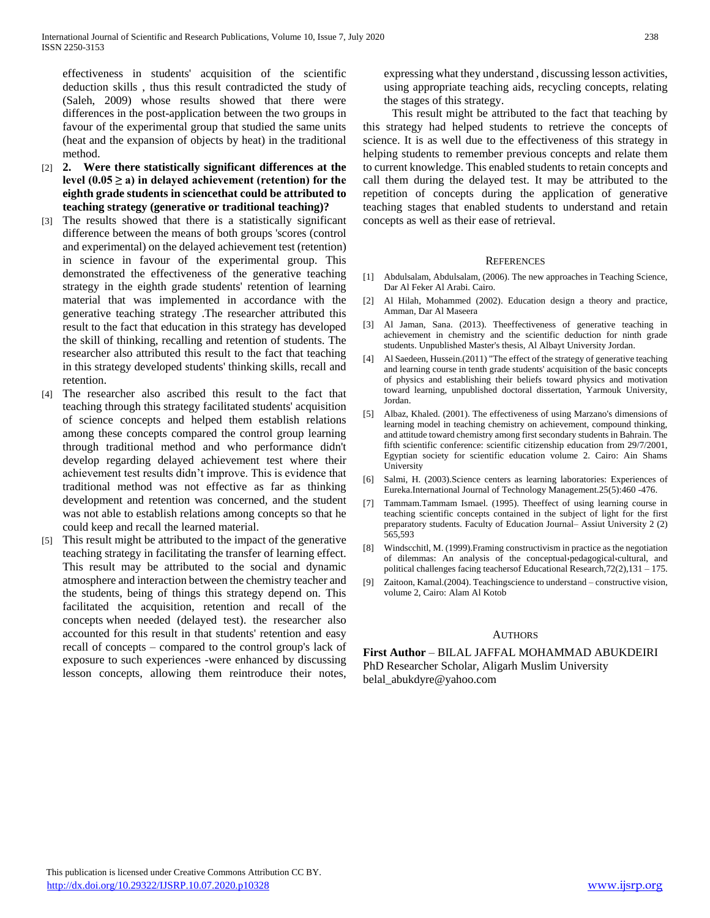effectiveness in students' acquisition of the scientific deduction skills , thus this result contradicted the study of (Saleh, 2009) whose results showed that there were differences in the post-application between the two groups in favour of the experimental group that studied the same units (heat and the expansion of objects by heat) in the traditional method.

[2] **2. Were there statistically significant differences at the level (0.05 ≥ a) in delayed achievement (retention) for the eighth grade students in sciencethat could be attributed to teaching strategy (generative or traditional teaching)?**

[3] The results showed that there is a statistically significant difference between the means of both groups 'scores (control and experimental) on the delayed achievement test (retention) in science in favour of the experimental group. This demonstrated the effectiveness of the generative teaching strategy in the eighth grade students' retention of learning material that was implemented in accordance with the generative teaching strategy .The researcher attributed this result to the fact that education in this strategy has developed the skill of thinking, recalling and retention of students. The researcher also attributed this result to the fact that teaching in this strategy developed students' thinking skills, recall and retention.

[4] The researcher also ascribed this result to the fact that teaching through this strategy facilitated students' acquisition of science concepts and helped them establish relations among these concepts compared the control group learning through traditional method and who performance didn't develop regarding delayed achievement test where their achievement test results didn't improve. This is evidence that traditional method was not effective as far as thinking development and retention was concerned, and the student was not able to establish relations among concepts so that he could keep and recall the learned material.

[5] This result might be attributed to the impact of the generative teaching strategy in facilitating the transfer of learning effect. This result may be attributed to the social and dynamic atmosphere and interaction between the chemistry teacher and the students, being of things this strategy depend on. This facilitated the acquisition, retention and recall of the concepts when needed (delayed test). the researcher also accounted for this result in that students' retention and easy recall of concepts – compared to the control group's lack of exposure to such experiences -were enhanced by discussing lesson concepts, allowing them reintroduce their notes, expressing what they understand , discussing lesson activities, using appropriate teaching aids, recycling concepts, relating the stages of this strategy.

This result might be attributed to the fact that teaching by this strategy had helped students to retrieve the concepts of science. It is as well due to the effectiveness of this strategy in helping students to remember previous concepts and relate them to current knowledge. This enabled students to retain concepts and call them during the delayed test. It may be attributed to the repetition of concepts during the application of generative teaching stages that enabled students to understand and retain concepts as well as their ease of retrieval.

## References

[1] Abdulsalam, Abdulsalam, (2006). The new approaches in Teaching Science, Dar Al Feker Al Arabi. Cairo.

[2] Al Hilah, Mohammed (2002). Education design a theory and practice, Amman, Dar Al Maseera

[3] Al Jaman, Sana. (2013). Theeffectiveness of generative teaching in achievement in chemistry and the scientific deduction for ninth grade students. Unpublished Master's thesis, Al Albayt University Jordan.

[4] Al Saedeen, Hussein.(2011) "The effect of the strategy of generative teaching and learning course in tenth grade students' acquisition of the basic concepts of physics and establishing their beliefs toward physics and motivation toward learning, unpublished doctoral dissertation, Yarmouk University, Jordan.

[5] Albaz, Khaled. (2001). The effectiveness of using Marzano's dimensions of learning model in teaching chemistry on achievement, compound thinking, and attitude toward chemistry among first secondary students in Bahrain. The fifth scientific conference: scientific citizenship education from 29/7/2001, Egyptian society for scientific education volume 2. Cairo: Ain Shams University

[6] Salmi, H. (2003).Science centers as learning laboratories: Experiences of Eureka.International Journal of Technology Management.25(5):460 -476.

[7] Tammam.Tammam Ismael. (1995). Theeffect of using learning course in teaching scientific concepts contained in the subject of light for the first preparatory students. Faculty of Education Journal– Assiut University 2 (2) 565,593

[8] Windscchitl, M. (1999).Framing constructivism in practice as the negotiation of dilemmas: An analysis of the conceptual،pedagogical،cultural, and political challenges facing teachersof Educational Research,72(2),131 – 175.

[9] Zaitoon, Kamal.(2004). Teachingscience to understand – constructive vision, volume 2, Cairo: Alam Al Kotob

## Authors

**First Author** – BILAL JAFFAL MOHAMMAD ABUKDEIRI
PhD Researcher Scholar, Aligarh Muslim University
belal_abukdyre@yahoo.com